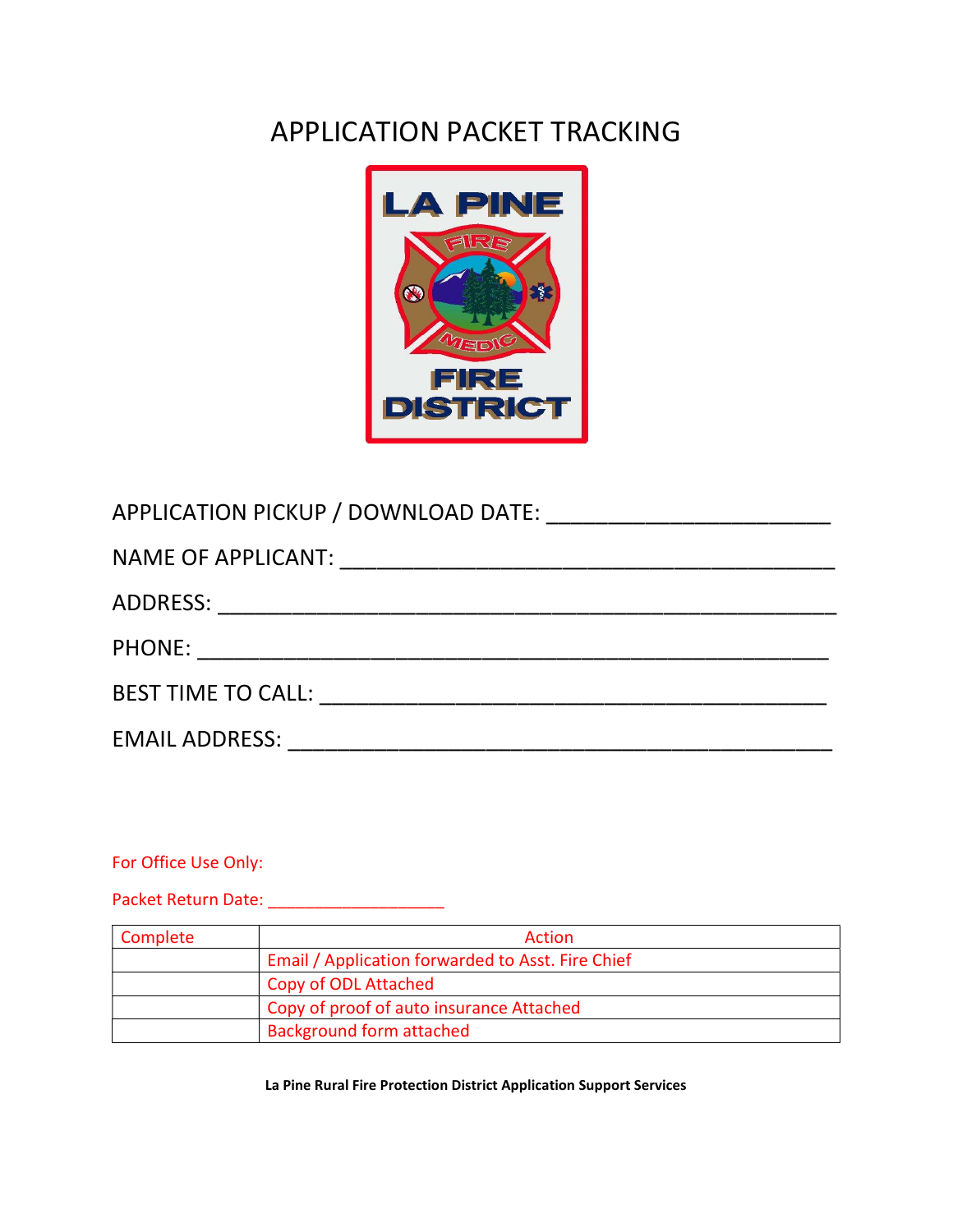# APPLICATION PACKET TRACKING

APPLICATION PICKUP / DOWNLOAD DATE: ______________________

NAME OF APPLICANT: ______________________________________

ADDRESS: ______________________________________________

PHONE: ________________________________________________

BEST TIME TO CALL: _______________________________________

EMAIL ADDRESS: __________________________________________

For Office Use Only:

Packet Return Date: ___________________

| Complete | Action |
|---|---|
| | Email / Application forwarded to Asst. Fire Chief |
| | Copy of ODL Attached |
| | Copy of proof of auto insurance Attached |
| | Background form attached |

**La Pine Rural Fire Protection District Application Support Services**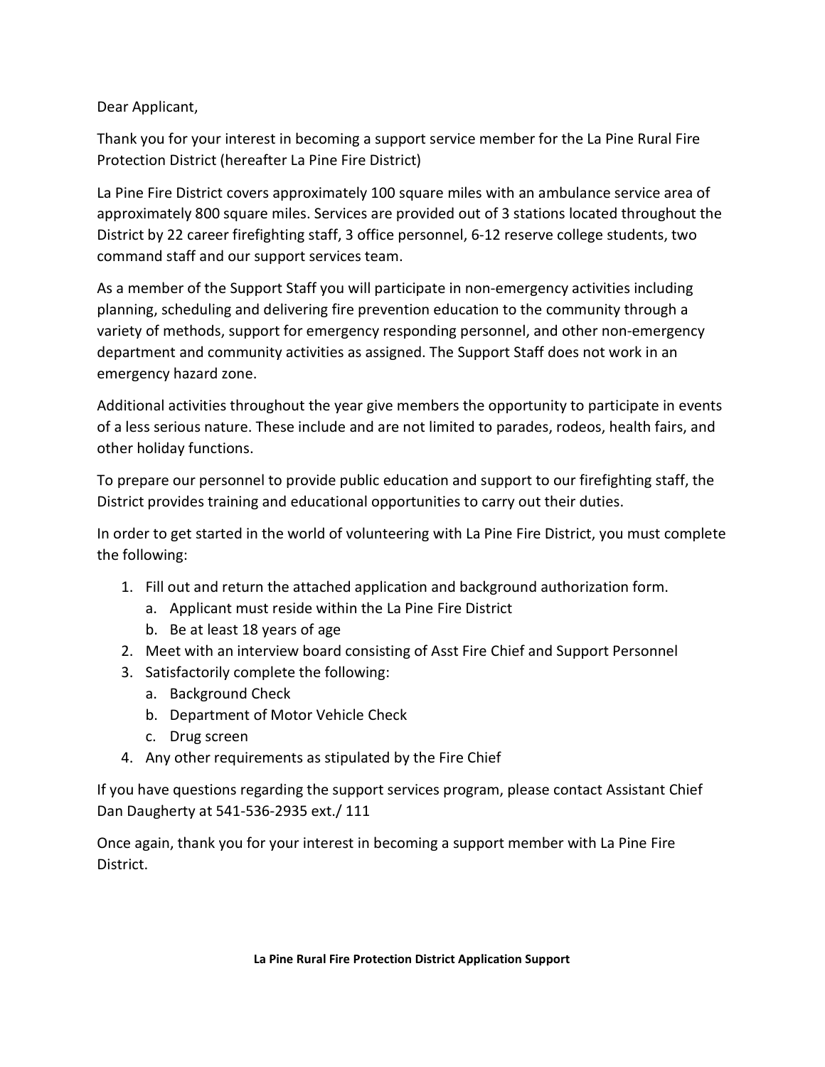Dear Applicant,

Thank you for your interest in becoming a support service member for the La Pine Rural Fire Protection District (hereafter La Pine Fire District)

La Pine Fire District covers approximately 100 square miles with an ambulance service area of approximately 800 square miles. Services are provided out of 3 stations located throughout the District by 22 career firefighting staff, 3 office personnel, 6-12 reserve college students, two command staff and our support services team.

As a member of the Support Staff you will participate in non-emergency activities including planning, scheduling and delivering fire prevention education to the community through a variety of methods, support for emergency responding personnel, and other non-emergency department and community activities as assigned. The Support Staff does not work in an emergency hazard zone.

Additional activities throughout the year give members the opportunity to participate in events of a less serious nature. These include and are not limited to parades, rodeos, health fairs, and other holiday functions.

To prepare our personnel to provide public education and support to our firefighting staff, the District provides training and educational opportunities to carry out their duties.

In order to get started in the world of volunteering with La Pine Fire District, you must complete the following:

1. Fill out and return the attached application and background authorization form.
   a. Applicant must reside within the La Pine Fire District
   b. Be at least 18 years of age
2. Meet with an interview board consisting of Asst Fire Chief and Support Personnel
3. Satisfactorily complete the following:
   a. Background Check
   b. Department of Motor Vehicle Check
   c. Drug screen
4. Any other requirements as stipulated by the Fire Chief

If you have questions regarding the support services program, please contact Assistant Chief Dan Daugherty at 541-536-2935 ext./ 111

Once again, thank you for your interest in becoming a support member with La Pine Fire District.

**La Pine Rural Fire Protection District Application Support**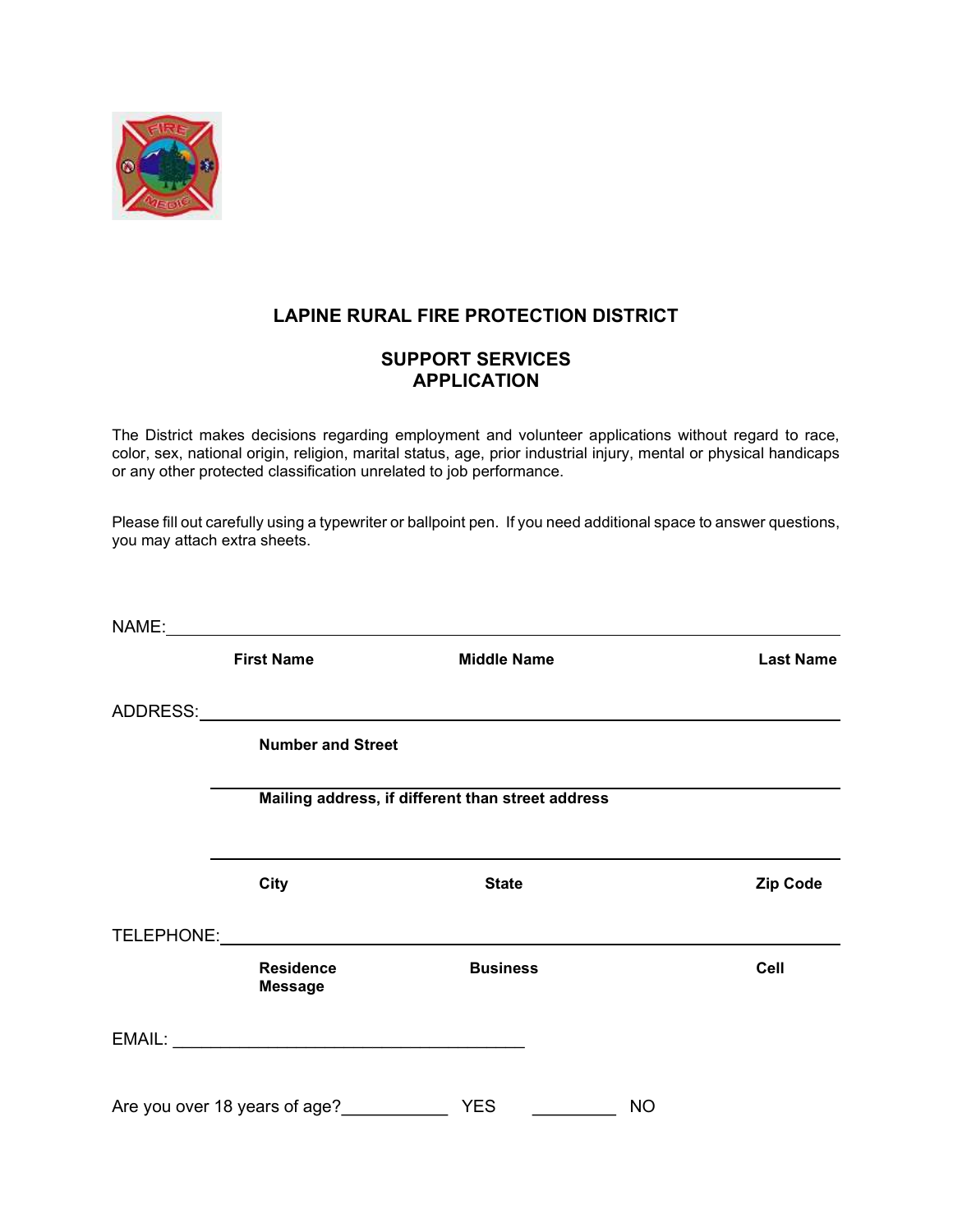# LAPINE RURAL FIRE PROTECTION DISTRICT

## SUPPORT SERVICES APPLICATION

The District makes decisions regarding employment and volunteer applications without regard to race, color, sex, national origin, religion, marital status, age, prior industrial injury, mental or physical handicaps or any other protected classification unrelated to job performance.

Please fill out carefully using a typewriter or ballpoint pen. If you need additional space to answer questions, you may attach extra sheets.

NAME: ______________________________________________________________

**First Name** **Middle Name** **Last Name**

ADDRESS: ______________________________________________________________

**Number and Street**

______________________________________________________________

**Mailing address, if different than street address**

______________________________________________________________

**City** **State** **Zip Code**

TELEPHONE: ______________________________________________________________

**Residence Message** **Business** **Cell**

EMAIL: ____________________________________

Are you over 18 years of age? ___________ YES _________ NO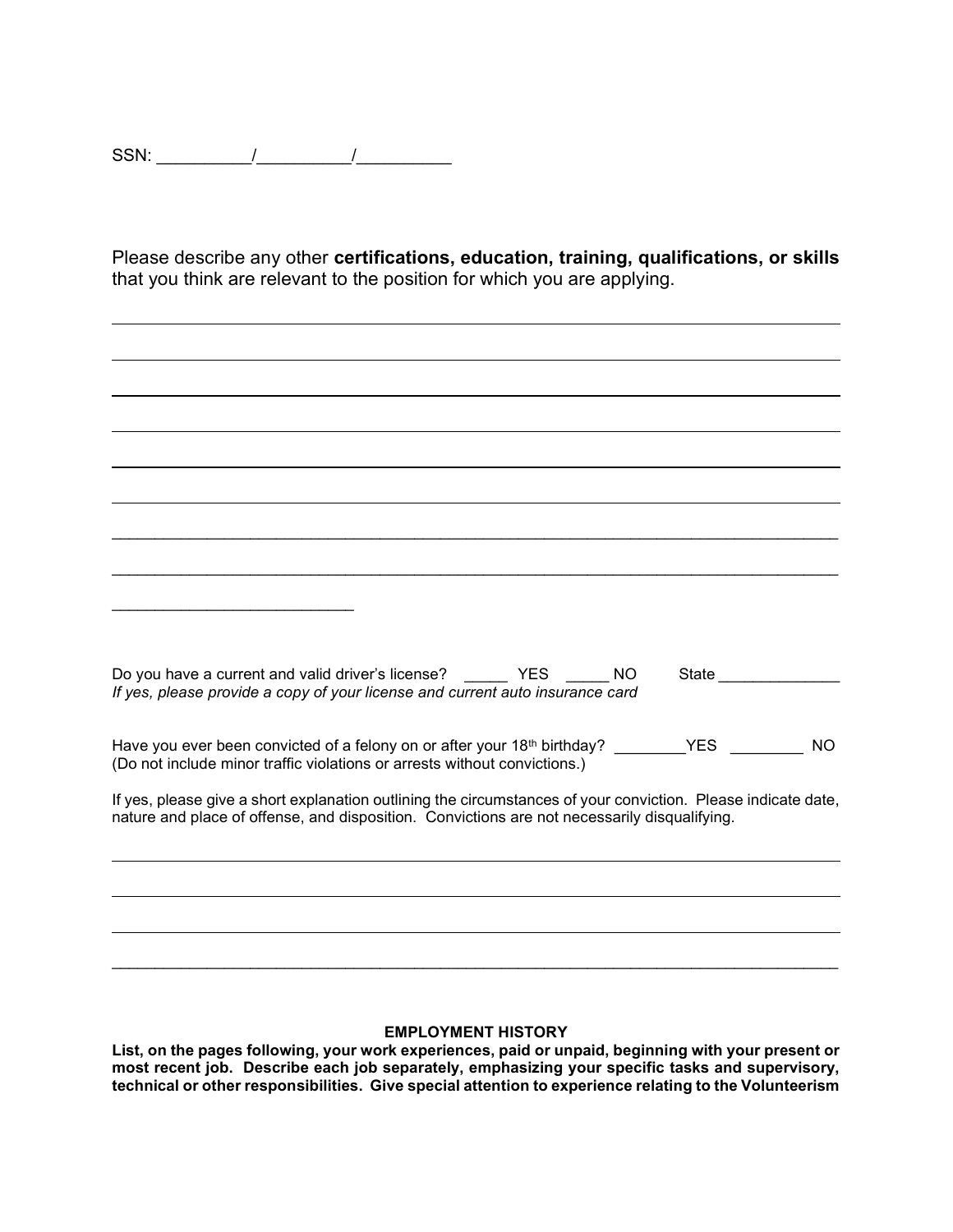SSN: __________/__________/__________

Please describe any other **certifications, education, training, qualifications, or skills** that you think are relevant to the position for which you are applying.

______________________________________________________________________________

______________________________________________________________________________

______________________________________________________________________________

______________________________________________________________________________

______________________________________________________________________________

______________________________________________________________________________

______________________________________________________________________________

______________________________________________________________________________

___________________________

Do you have a current and valid driver's license? _____ YES _____ NO State ______________
*If yes, please provide a copy of your license and current auto insurance card*

Have you ever been convicted of a felony on or after your 18th birthday? ________YES ________ NO
(Do not include minor traffic violations or arrests without convictions.)

If yes, please give a short explanation outlining the circumstances of your conviction. Please indicate date, nature and place of offense, and disposition. Convictions are not necessarily disqualifying.

______________________________________________________________________________

______________________________________________________________________________

______________________________________________________________________________

______________________________________________________________________________

**EMPLOYMENT HISTORY**

**List, on the pages following, your work experiences, paid or unpaid, beginning with your present or most recent job. Describe each job separately, emphasizing your specific tasks and supervisory, technical or other responsibilities. Give special attention to experience relating to the Volunteerism**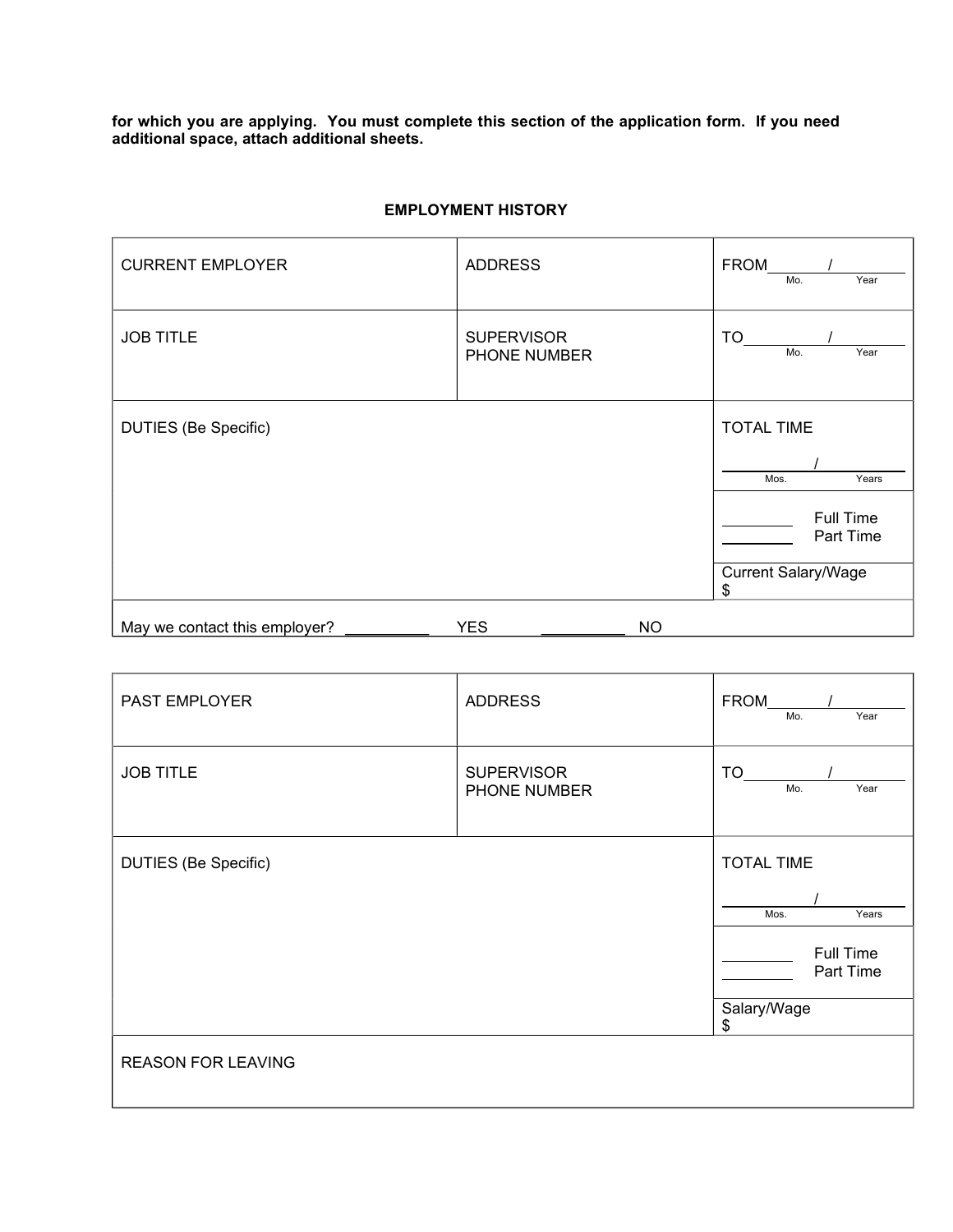**for which you are applying. You must complete this section of the application form. If you need additional space, attach additional sheets.**

## EMPLOYMENT HISTORY

| CURRENT EMPLOYER | ADDRESS | FROM ______ / ______ (Mo. / Year) |
|---|---|---|
| JOB TITLE | SUPERVISOR<br>PHONE NUMBER | TO ______ / ______ (Mo. / Year) |
| DUTIES (Be Specific) | | TOTAL TIME<br>______ / ______ (Mos. / Years) |
| | | ______ Full Time<br>______ Part Time |
| | | Current Salary/Wage<br>$ |
| May we contact this employer? __________ YES __________ NO | | |

| PAST EMPLOYER | ADDRESS | FROM ______ / ______ (Mo. / Year) |
|---|---|---|
| JOB TITLE | SUPERVISOR<br>PHONE NUMBER | TO ______ / ______ (Mo. / Year) |
| DUTIES (Be Specific) | | TOTAL TIME<br>______ / ______ (Mos. / Years) |
| | | ______ Full Time<br>______ Part Time |
| | | Salary/Wage<br>$ |
| REASON FOR LEAVING | | |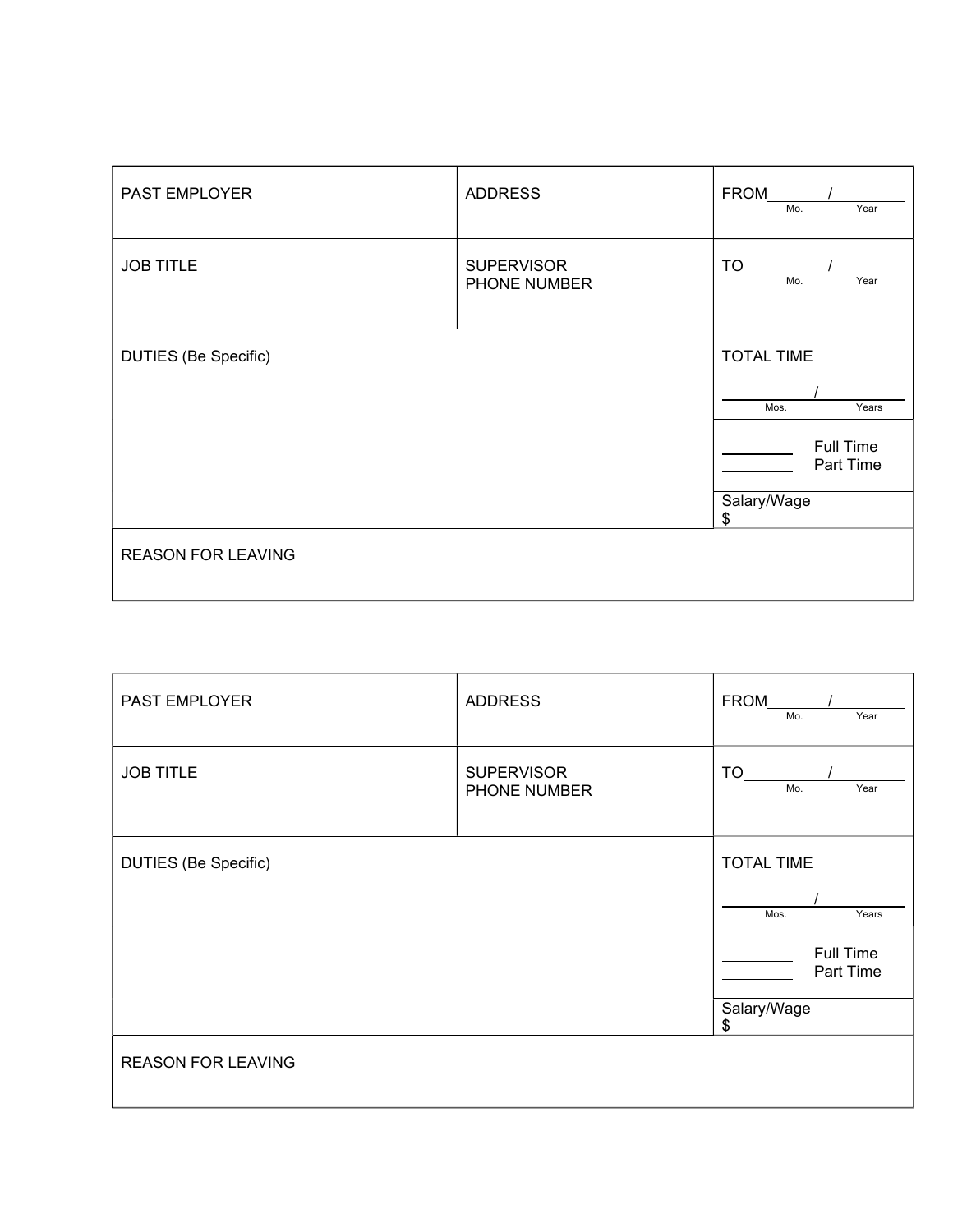| PAST EMPLOYER | ADDRESS | FROM ______ / ______ (Mo. / Year) |
|---|---|---|
| JOB TITLE | SUPERVISOR PHONE NUMBER | TO ______ / ______ (Mo. / Year) |
| DUTIES (Be Specific) | | TOTAL TIME ______ / ______ (Mos. / Years) |
| | | ______ Full Time<br>______ Part Time |
| | | Salary/Wage $ |
| REASON FOR LEAVING | | |

| PAST EMPLOYER | ADDRESS | FROM ______ / ______ (Mo. / Year) |
|---|---|---|
| JOB TITLE | SUPERVISOR PHONE NUMBER | TO ______ / ______ (Mo. / Year) |
| DUTIES (Be Specific) | | TOTAL TIME ______ / ______ (Mos. / Years) |
| | | ______ Full Time<br>______ Part Time |
| | | Salary/Wage $ |
| REASON FOR LEAVING | | |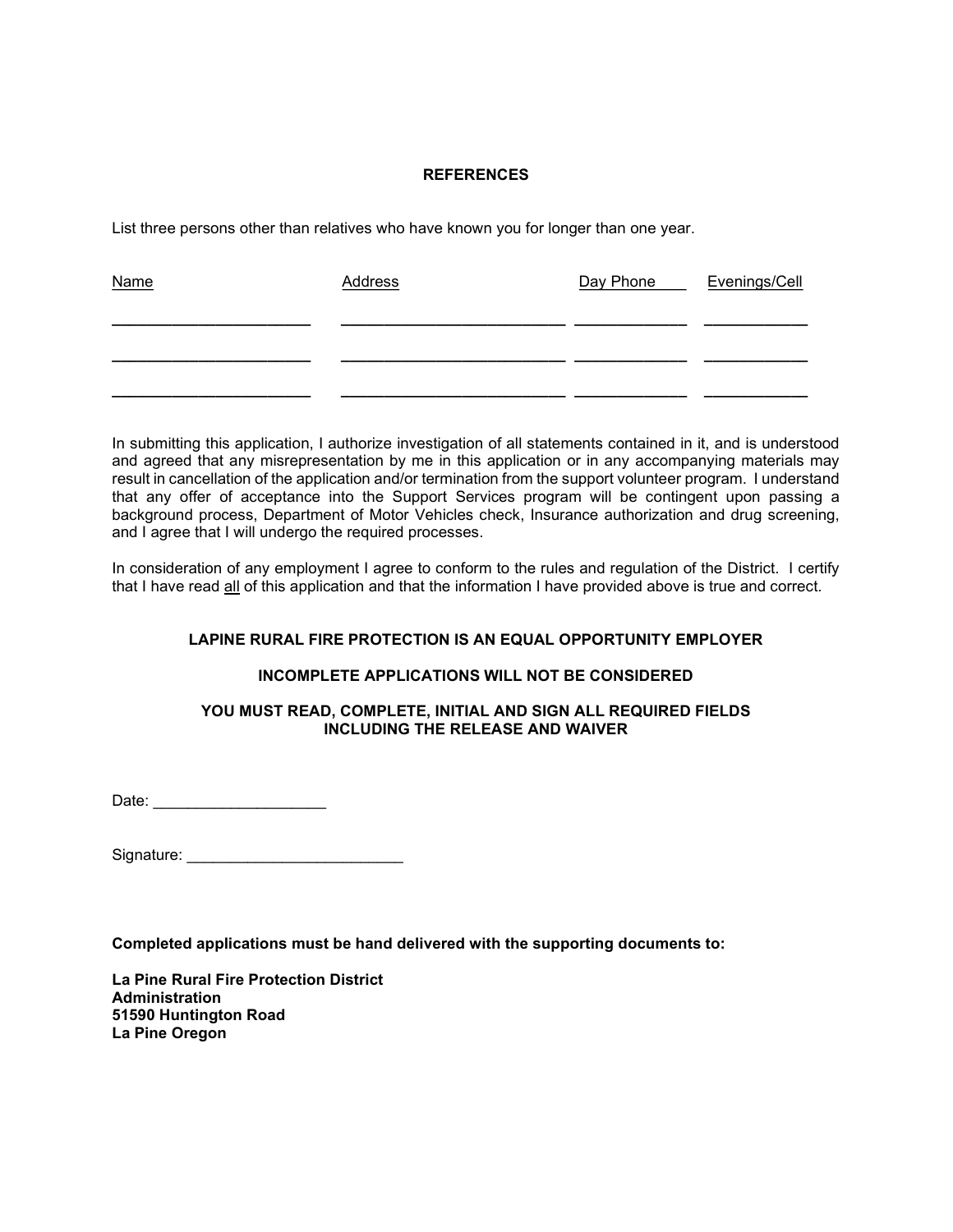## REFERENCES

List three persons other than relatives who have known you for longer than one year.

| Name | Address | Day Phone | Evenings/Cell |
|---|---|---|---|
| | | | |
| | | | |
| | | | |

In submitting this application, I authorize investigation of all statements contained in it, and is understood and agreed that any misrepresentation by me in this application or in any accompanying materials may result in cancellation of the application and/or termination from the support volunteer program. I understand that any offer of acceptance into the Support Services program will be contingent upon passing a background process, Department of Motor Vehicles check, Insurance authorization and drug screening, and I agree that I will undergo the required processes.

In consideration of any employment I agree to conform to the rules and regulation of the District. I certify that I have read all of this application and that the information I have provided above is true and correct.

**LAPINE RURAL FIRE PROTECTION IS AN EQUAL OPPORTUNITY EMPLOYER**

**INCOMPLETE APPLICATIONS WILL NOT BE CONSIDERED**

**YOU MUST READ, COMPLETE, INITIAL AND SIGN ALL REQUIRED FIELDS INCLUDING THE RELEASE AND WAIVER**

Date: ____________________

Signature: _________________________

**Completed applications must be hand delivered with the supporting documents to:**

**La Pine Rural Fire Protection District**
**Administration**
**51590 Huntington Road**
**La Pine Oregon**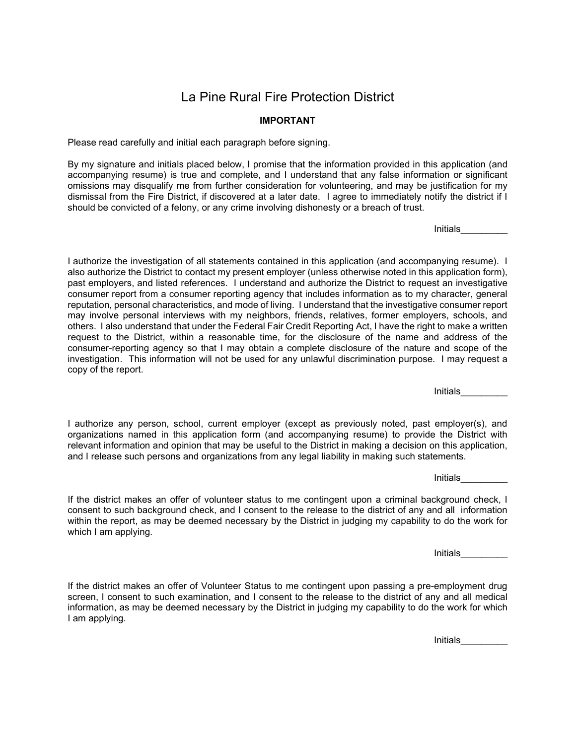# La Pine Rural Fire Protection District

**IMPORTANT**

Please read carefully and initial each paragraph before signing.

By my signature and initials placed below, I promise that the information provided in this application (and accompanying resume) is true and complete, and I understand that any false information or significant omissions may disqualify me from further consideration for volunteering, and may be justification for my dismissal from the Fire District, if discovered at a later date. I agree to immediately notify the district if I should be convicted of a felony, or any crime involving dishonesty or a breach of trust.

Initials_________

I authorize the investigation of all statements contained in this application (and accompanying resume). I also authorize the District to contact my present employer (unless otherwise noted in this application form), past employers, and listed references. I understand and authorize the District to request an investigative consumer report from a consumer reporting agency that includes information as to my character, general reputation, personal characteristics, and mode of living. I understand that the investigative consumer report may involve personal interviews with my neighbors, friends, relatives, former employers, schools, and others. I also understand that under the Federal Fair Credit Reporting Act, I have the right to make a written request to the District, within a reasonable time, for the disclosure of the name and address of the consumer-reporting agency so that I may obtain a complete disclosure of the nature and scope of the investigation. This information will not be used for any unlawful discrimination purpose. I may request a copy of the report.

Initials_________

I authorize any person, school, current employer (except as previously noted, past employer(s), and organizations named in this application form (and accompanying resume) to provide the District with relevant information and opinion that may be useful to the District in making a decision on this application, and I release such persons and organizations from any legal liability in making such statements.

Initials_________

If the district makes an offer of volunteer status to me contingent upon a criminal background check, I consent to such background check, and I consent to the release to the district of any and all information within the report, as may be deemed necessary by the District in judging my capability to do the work for which I am applying.

Initials_________

If the district makes an offer of Volunteer Status to me contingent upon passing a pre-employment drug screen, I consent to such examination, and I consent to the release to the district of any and all medical information, as may be deemed necessary by the District in judging my capability to do the work for which I am applying.

Initials_________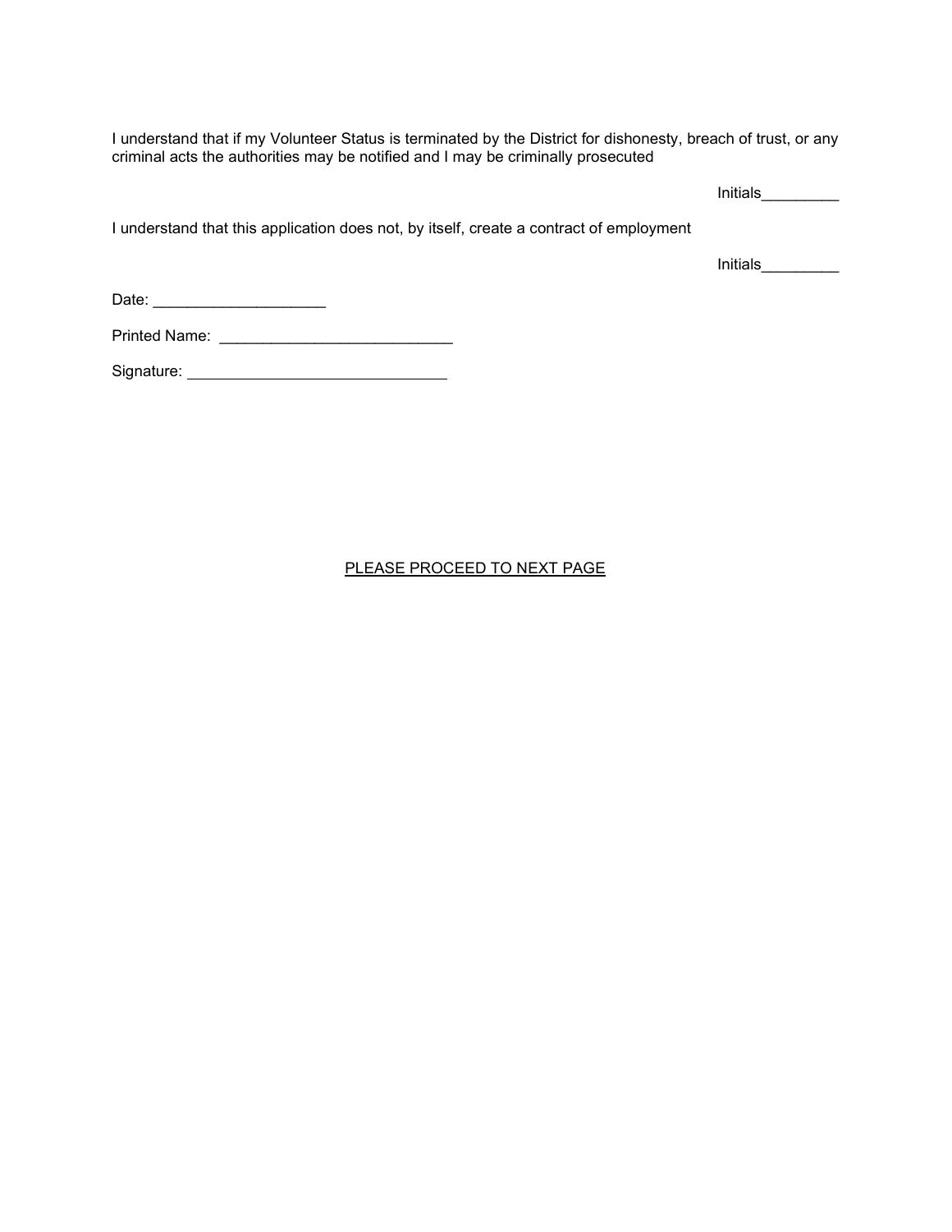I understand that if my Volunteer Status is terminated by the District for dishonesty, breach of trust, or any criminal acts the authorities may be notified and I may be criminally prosecuted

Initials_________

I understand that this application does not, by itself, create a contract of employment

Initials_________

Date: ____________________

Printed Name: ___________________________

Signature: ______________________________

PLEASE PROCEED TO NEXT PAGE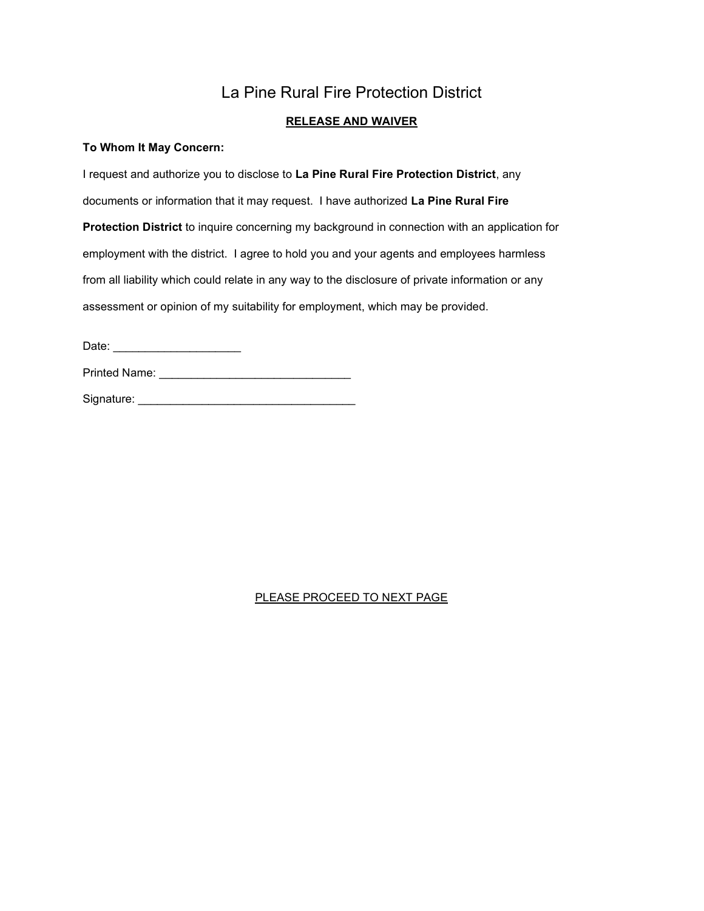# La Pine Rural Fire Protection District

## RELEASE AND WAIVER

**To Whom It May Concern:**

I request and authorize you to disclose to **La Pine Rural Fire Protection District**, any documents or information that it may request. I have authorized **La Pine Rural Fire Protection District** to inquire concerning my background in connection with an application for employment with the district. I agree to hold you and your agents and employees harmless from all liability which could relate in any way to the disclosure of private information or any assessment or opinion of my suitability for employment, which may be provided.

Date: ____________________

Printed Name: ______________________________

Signature: __________________________________

PLEASE PROCEED TO NEXT PAGE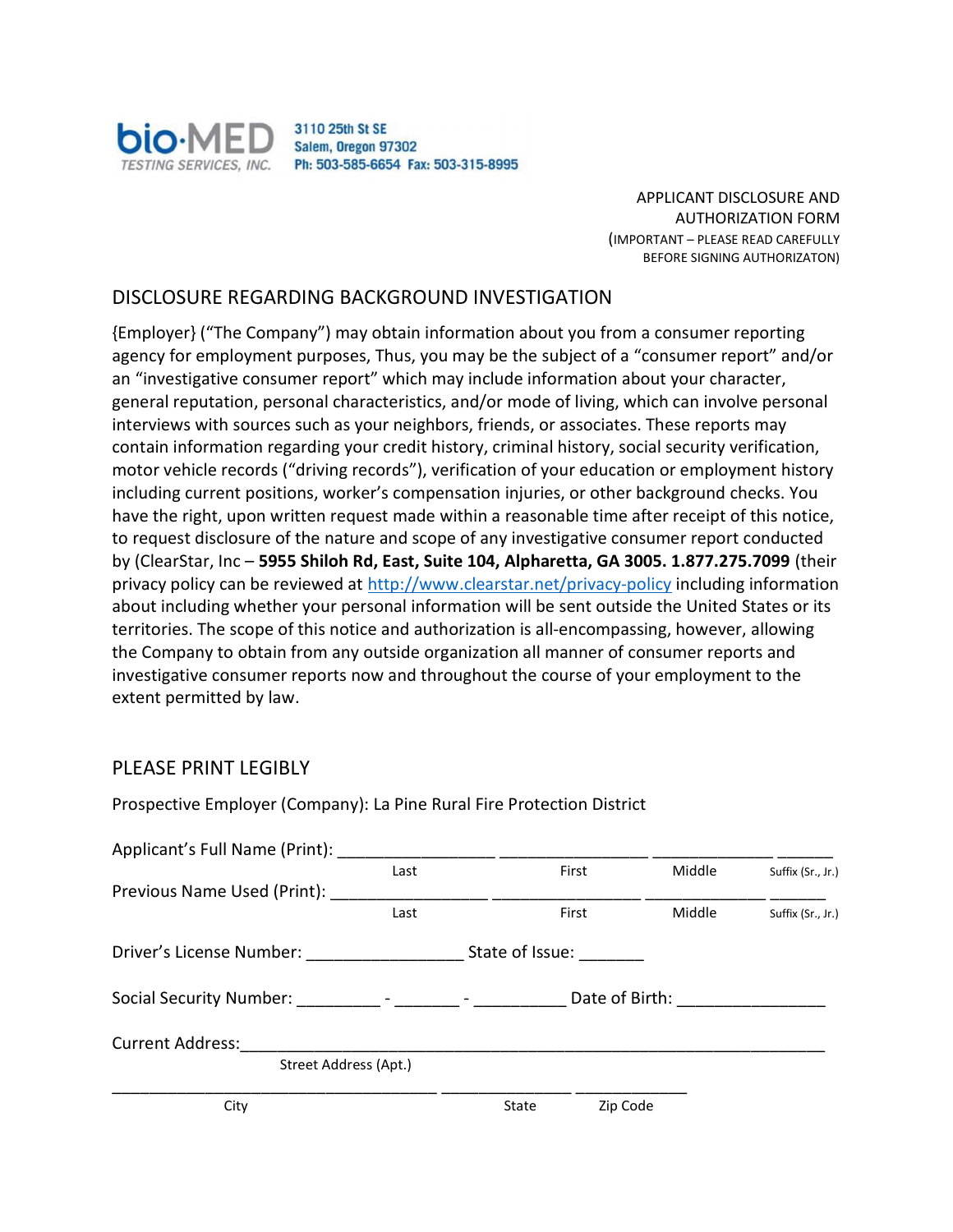**bio·MED**
TESTING SERVICES, INC.

3110 25th St SE
Salem, Oregon 97302
Ph: 503-585-6654 Fax: 503-315-8995

APPLICANT DISCLOSURE AND AUTHORIZATION FORM
(IMPORTANT – PLEASE READ CAREFULLY BEFORE SIGNING AUTHORIZATON)

## DISCLOSURE REGARDING BACKGROUND INVESTIGATION

{Employer} ("The Company") may obtain information about you from a consumer reporting agency for employment purposes, Thus, you may be the subject of a "consumer report" and/or an "investigative consumer report" which may include information about your character, general reputation, personal characteristics, and/or mode of living, which can involve personal interviews with sources such as your neighbors, friends, or associates. These reports may contain information regarding your credit history, criminal history, social security verification, motor vehicle records ("driving records"), verification of your education or employment history including current positions, worker's compensation injuries, or other background checks. You have the right, upon written request made within a reasonable time after receipt of this notice, to request disclosure of the nature and scope of any investigative consumer report conducted by (ClearStar, Inc – **5955 Shiloh Rd, East, Suite 104, Alpharetta, GA 3005. 1.877.275.7099** (their privacy policy can be reviewed at http://www.clearstar.net/privacy-policy including information about including whether your personal information will be sent outside the United States or its territories. The scope of this notice and authorization is all-encompassing, however, allowing the Company to obtain from any outside organization all manner of consumer reports and investigative consumer reports now and throughout the course of your employment to the extent permitted by law.

## PLEASE PRINT LEGIBLY

Prospective Employer (Company): La Pine Rural Fire Protection District

Applicant's Full Name (Print): \_\_\_\_\_\_\_\_\_\_\_\_\_\_\_\_ \_\_\_\_\_\_\_\_\_\_\_\_\_\_\_\_ \_\_\_\_\_\_\_\_\_\_\_\_ \_\_\_\_\_\_
Last First Middle Suffix (Sr., Jr.)

Previous Name Used (Print): \_\_\_\_\_\_\_\_\_\_\_\_\_\_\_\_ \_\_\_\_\_\_\_\_\_\_\_\_\_\_\_\_ \_\_\_\_\_\_\_\_\_\_\_\_ \_\_\_\_\_\_
Last First Middle Suffix (Sr., Jr.)

Driver's License Number: \_\_\_\_\_\_\_\_\_\_\_\_\_\_\_\_ State of Issue: \_\_\_\_\_\_\_

Social Security Number: \_\_\_\_\_\_\_\_\_ - \_\_\_\_\_\_\_ - \_\_\_\_\_\_\_\_\_\_ Date of Birth: \_\_\_\_\_\_\_\_\_\_\_\_\_\_\_\_

Current Address:\_\_\_\_\_\_\_\_\_\_\_\_\_\_\_\_\_\_\_\_\_\_\_\_\_\_\_\_\_\_\_\_\_\_\_\_\_\_\_\_\_\_\_\_\_\_\_\_\_\_\_\_\_\_\_\_\_\_\_\_
Street Address (Apt.)

\_\_\_\_\_\_\_\_\_\_\_\_\_\_\_\_\_\_\_\_\_\_\_\_\_\_\_\_\_\_\_\_\_\_\_\_ \_\_\_\_\_\_\_\_\_\_\_\_\_\_ \_\_\_\_\_\_\_\_\_\_\_\_
City State Zip Code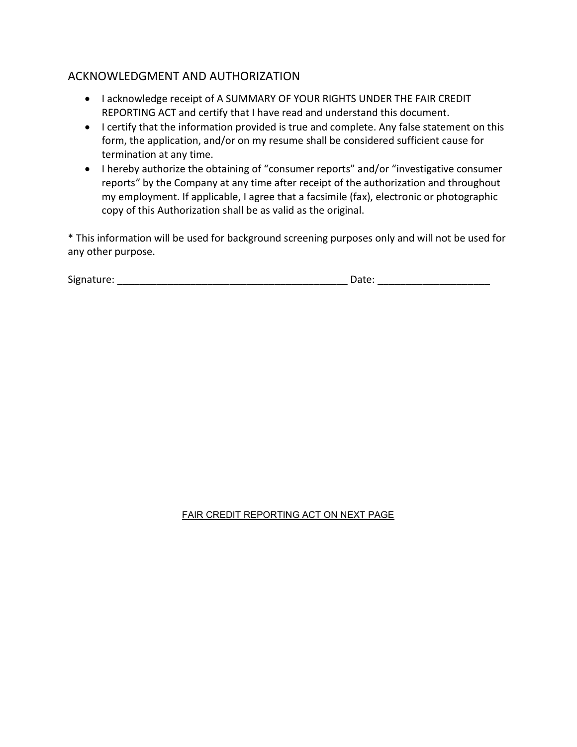## ACKNOWLEDGMENT AND AUTHORIZATION

- I acknowledge receipt of A SUMMARY OF YOUR RIGHTS UNDER THE FAIR CREDIT REPORTING ACT and certify that I have read and understand this document.
- I certify that the information provided is true and complete. Any false statement on this form, the application, and/or on my resume shall be considered sufficient cause for termination at any time.
- I hereby authorize the obtaining of "consumer reports" and/or "investigative consumer reports" by the Company at any time after receipt of the authorization and throughout my employment. If applicable, I agree that a facsimile (fax), electronic or photographic copy of this Authorization shall be as valid as the original.

* This information will be used for background screening purposes only and will not be used for any other purpose.

Signature: ________________________________________ Date: ____________________

FAIR CREDIT REPORTING ACT ON NEXT PAGE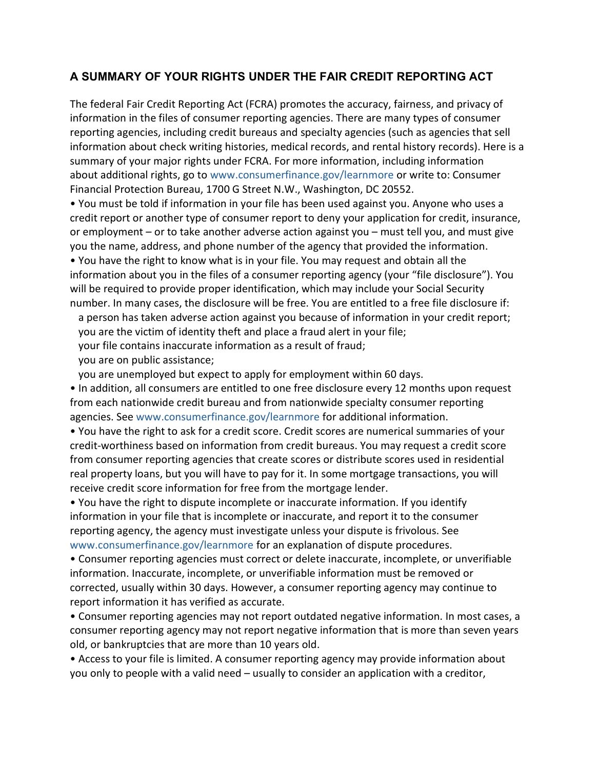## A SUMMARY OF YOUR RIGHTS UNDER THE FAIR CREDIT REPORTING ACT

The federal Fair Credit Reporting Act (FCRA) promotes the accuracy, fairness, and privacy of information in the files of consumer reporting agencies. There are many types of consumer reporting agencies, including credit bureaus and specialty agencies (such as agencies that sell information about check writing histories, medical records, and rental history records). Here is a summary of your major rights under FCRA. For more information, including information about additional rights, go to www.consumerfinance.gov/learnmore or write to: Consumer Financial Protection Bureau, 1700 G Street N.W., Washington, DC 20552.

- You must be told if information in your file has been used against you. Anyone who uses a credit report or another type of consumer report to deny your application for credit, insurance, or employment – or to take another adverse action against you – must tell you, and must give you the name, address, and phone number of the agency that provided the information.
- You have the right to know what is in your file. You may request and obtain all the information about you in the files of a consumer reporting agency (your "file disclosure"). You will be required to provide proper identification, which may include your Social Security number. In many cases, the disclosure will be free. You are entitled to a free file disclosure if:
  - a person has taken adverse action against you because of information in your credit report;
  - you are the victim of identity theft and place a fraud alert in your file;
  - your file contains inaccurate information as a result of fraud;
  - you are on public assistance;
  - you are unemployed but expect to apply for employment within 60 days.
- In addition, all consumers are entitled to one free disclosure every 12 months upon request from each nationwide credit bureau and from nationwide specialty consumer reporting agencies. See www.consumerfinance.gov/learnmore for additional information.
- You have the right to ask for a credit score. Credit scores are numerical summaries of your credit-worthiness based on information from credit bureaus. You may request a credit score from consumer reporting agencies that create scores or distribute scores used in residential real property loans, but you will have to pay for it. In some mortgage transactions, you will receive credit score information for free from the mortgage lender.
- You have the right to dispute incomplete or inaccurate information. If you identify information in your file that is incomplete or inaccurate, and report it to the consumer reporting agency, the agency must investigate unless your dispute is frivolous. See www.consumerfinance.gov/learnmore for an explanation of dispute procedures.
- Consumer reporting agencies must correct or delete inaccurate, incomplete, or unverifiable information. Inaccurate, incomplete, or unverifiable information must be removed or corrected, usually within 30 days. However, a consumer reporting agency may continue to report information it has verified as accurate.
- Consumer reporting agencies may not report outdated negative information. In most cases, a consumer reporting agency may not report negative information that is more than seven years old, or bankruptcies that are more than 10 years old.
- Access to your file is limited. A consumer reporting agency may provide information about you only to people with a valid need – usually to consider an application with a creditor,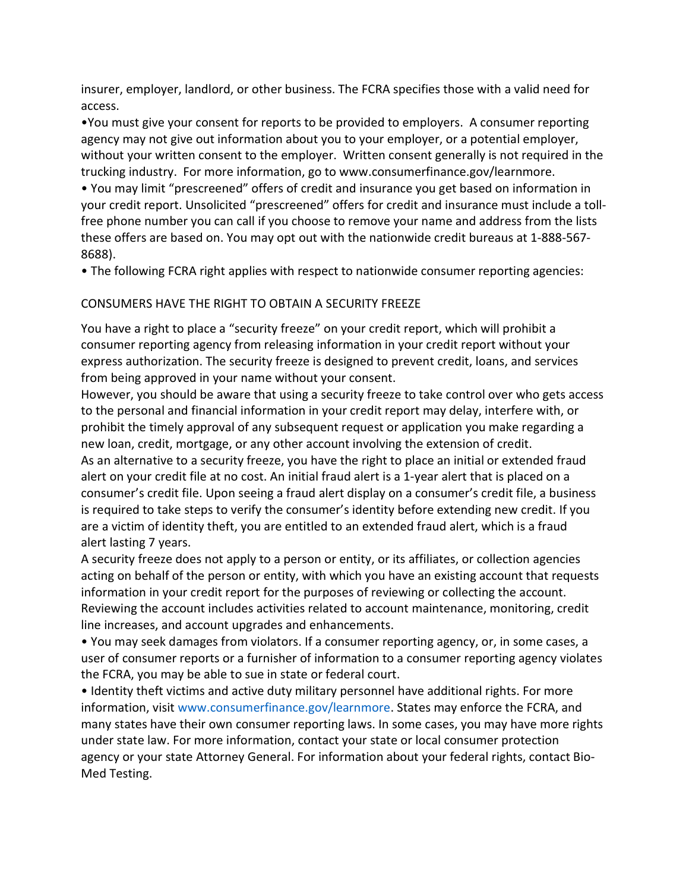insurer, employer, landlord, or other business. The FCRA specifies those with a valid need for access.

•You must give your consent for reports to be provided to employers. A consumer reporting agency may not give out information about you to your employer, or a potential employer, without your written consent to the employer. Written consent generally is not required in the trucking industry. For more information, go to www.consumerfinance.gov/learnmore.

• You may limit "prescreened" offers of credit and insurance you get based on information in your credit report. Unsolicited "prescreened" offers for credit and insurance must include a toll-free phone number you can call if you choose to remove your name and address from the lists these offers are based on. You may opt out with the nationwide credit bureaus at 1-888-567-8688).

• The following FCRA right applies with respect to nationwide consumer reporting agencies:

CONSUMERS HAVE THE RIGHT TO OBTAIN A SECURITY FREEZE

You have a right to place a "security freeze" on your credit report, which will prohibit a consumer reporting agency from releasing information in your credit report without your express authorization. The security freeze is designed to prevent credit, loans, and services from being approved in your name without your consent.

However, you should be aware that using a security freeze to take control over who gets access to the personal and financial information in your credit report may delay, interfere with, or prohibit the timely approval of any subsequent request or application you make regarding a new loan, credit, mortgage, or any other account involving the extension of credit.

As an alternative to a security freeze, you have the right to place an initial or extended fraud alert on your credit file at no cost. An initial fraud alert is a 1-year alert that is placed on a consumer's credit file. Upon seeing a fraud alert display on a consumer's credit file, a business is required to take steps to verify the consumer's identity before extending new credit. If you are a victim of identity theft, you are entitled to an extended fraud alert, which is a fraud alert lasting 7 years.

A security freeze does not apply to a person or entity, or its affiliates, or collection agencies acting on behalf of the person or entity, with which you have an existing account that requests information in your credit report for the purposes of reviewing or collecting the account. Reviewing the account includes activities related to account maintenance, monitoring, credit line increases, and account upgrades and enhancements.

• You may seek damages from violators. If a consumer reporting agency, or, in some cases, a user of consumer reports or a furnisher of information to a consumer reporting agency violates the FCRA, you may be able to sue in state or federal court.

• Identity theft victims and active duty military personnel have additional rights. For more information, visit www.consumerfinance.gov/learnmore. States may enforce the FCRA, and many states have their own consumer reporting laws. In some cases, you may have more rights under state law. For more information, contact your state or local consumer protection agency or your state Attorney General. For information about your federal rights, contact Bio-Med Testing.